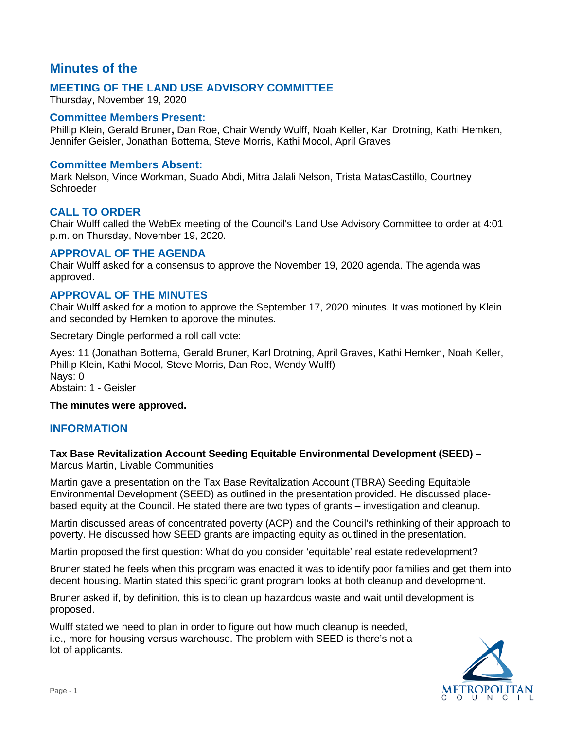# Minutes of the

## MEETING OF THE LAND USE ADVISORY COMMITTEE

Thursday, November 19, 2020

## Committee Members Present:

Phillip Klein, Gerald Bruner, Dan Roe, Chair Wendy Wulff, Noah Keller, Karl Drotning, Kathi Hemken, Jennifer Geisler, Jonathan Bottema, Steve Morris, Kathi Mocol, April Graves

## Committee Members Absent:

Mark Nelson, Vince Workman, Suado Abdi, Mitra Jalali Nelson, Trista MatasCastillo, Courtney Schroeder

## CALL TO ORDER

Chair Wulff called the WebEx meeting of the Council's Land Use Advisory Committee to order at 4:01 p.m. on Thursday, November 19, 2020.

## APPROVAL OF THE AGENDA

Chair Wulff asked for a consensus to approve the November 19, 2020 agenda. The agenda was approved.

## APPROVAL OF THE MINUTES

Chair Wulff asked for a motion to approve the September 17, 2020 minutes. It was motioned by Klein and seconded by Hemken to approve the minutes.

Secretary Dingle performed a roll call vote:

Ayes: 11 (Jonathan Bottema, Gerald Bruner, Karl Drotning, April Graves, Kathi Hemken, Noah Keller, Phillip Klein, Kathi Mocol, Steve Morris, Dan Roe, Wendy Wulff)
Nays: 0
Abstain: 1 - Geisler

**The minutes were approved.**

## INFORMATION

**Tax Base Revitalization Account Seeding Equitable Environmental Development (SEED) –** Marcus Martin, Livable Communities

Martin gave a presentation on the Tax Base Revitalization Account (TBRA) Seeding Equitable Environmental Development (SEED) as outlined in the presentation provided. He discussed place-based equity at the Council. He stated there are two types of grants – investigation and cleanup.

Martin discussed areas of concentrated poverty (ACP) and the Council's rethinking of their approach to poverty. He discussed how SEED grants are impacting equity as outlined in the presentation.

Martin proposed the first question: What do you consider 'equitable' real estate redevelopment?

Bruner stated he feels when this program was enacted it was to identify poor families and get them into decent housing. Martin stated this specific grant program looks at both cleanup and development.

Bruner asked if, by definition, this is to clean up hazardous waste and wait until development is proposed.

Wulff stated we need to plan in order to figure out how much cleanup is needed, i.e., more for housing versus warehouse. The problem with SEED is there's not a lot of applicants.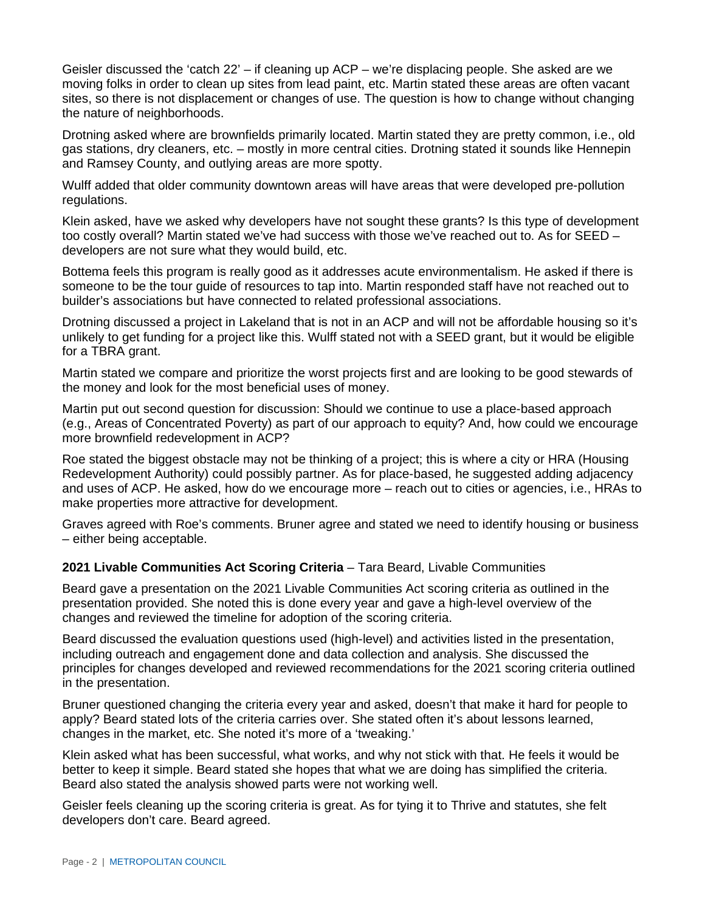Geisler discussed the 'catch 22' – if cleaning up ACP – we're displacing people. She asked are we moving folks in order to clean up sites from lead paint, etc. Martin stated these areas are often vacant sites, so there is not displacement or changes of use. The question is how to change without changing the nature of neighborhoods.

Drotning asked where are brownfields primarily located. Martin stated they are pretty common, i.e., old gas stations, dry cleaners, etc. – mostly in more central cities. Drotning stated it sounds like Hennepin and Ramsey County, and outlying areas are more spotty.

Wulff added that older community downtown areas will have areas that were developed pre-pollution regulations.

Klein asked, have we asked why developers have not sought these grants? Is this type of development too costly overall? Martin stated we've had success with those we've reached out to. As for SEED – developers are not sure what they would build, etc.

Bottema feels this program is really good as it addresses acute environmentalism. He asked if there is someone to be the tour guide of resources to tap into. Martin responded staff have not reached out to builder's associations but have connected to related professional associations.

Drotning discussed a project in Lakeland that is not in an ACP and will not be affordable housing so it's unlikely to get funding for a project like this. Wulff stated not with a SEED grant, but it would be eligible for a TBRA grant.

Martin stated we compare and prioritize the worst projects first and are looking to be good stewards of the money and look for the most beneficial uses of money.

Martin put out second question for discussion: Should we continue to use a place-based approach (e.g., Areas of Concentrated Poverty) as part of our approach to equity? And, how could we encourage more brownfield redevelopment in ACP?

Roe stated the biggest obstacle may not be thinking of a project; this is where a city or HRA (Housing Redevelopment Authority) could possibly partner. As for place-based, he suggested adding adjacency and uses of ACP. He asked, how do we encourage more – reach out to cities or agencies, i.e., HRAs to make properties more attractive for development.

Graves agreed with Roe's comments. Bruner agree and stated we need to identify housing or business – either being acceptable.

**2021 Livable Communities Act Scoring Criteria** – Tara Beard, Livable Communities

Beard gave a presentation on the 2021 Livable Communities Act scoring criteria as outlined in the presentation provided. She noted this is done every year and gave a high-level overview of the changes and reviewed the timeline for adoption of the scoring criteria.

Beard discussed the evaluation questions used (high-level) and activities listed in the presentation, including outreach and engagement done and data collection and analysis. She discussed the principles for changes developed and reviewed recommendations for the 2021 scoring criteria outlined in the presentation.

Bruner questioned changing the criteria every year and asked, doesn't that make it hard for people to apply? Beard stated lots of the criteria carries over. She stated often it's about lessons learned, changes in the market, etc. She noted it's more of a 'tweaking.'

Klein asked what has been successful, what works, and why not stick with that. He feels it would be better to keep it simple. Beard stated she hopes that what we are doing has simplified the criteria. Beard also stated the analysis showed parts were not working well.

Geisler feels cleaning up the scoring criteria is great. As for tying it to Thrive and statutes, she felt developers don't care. Beard agreed.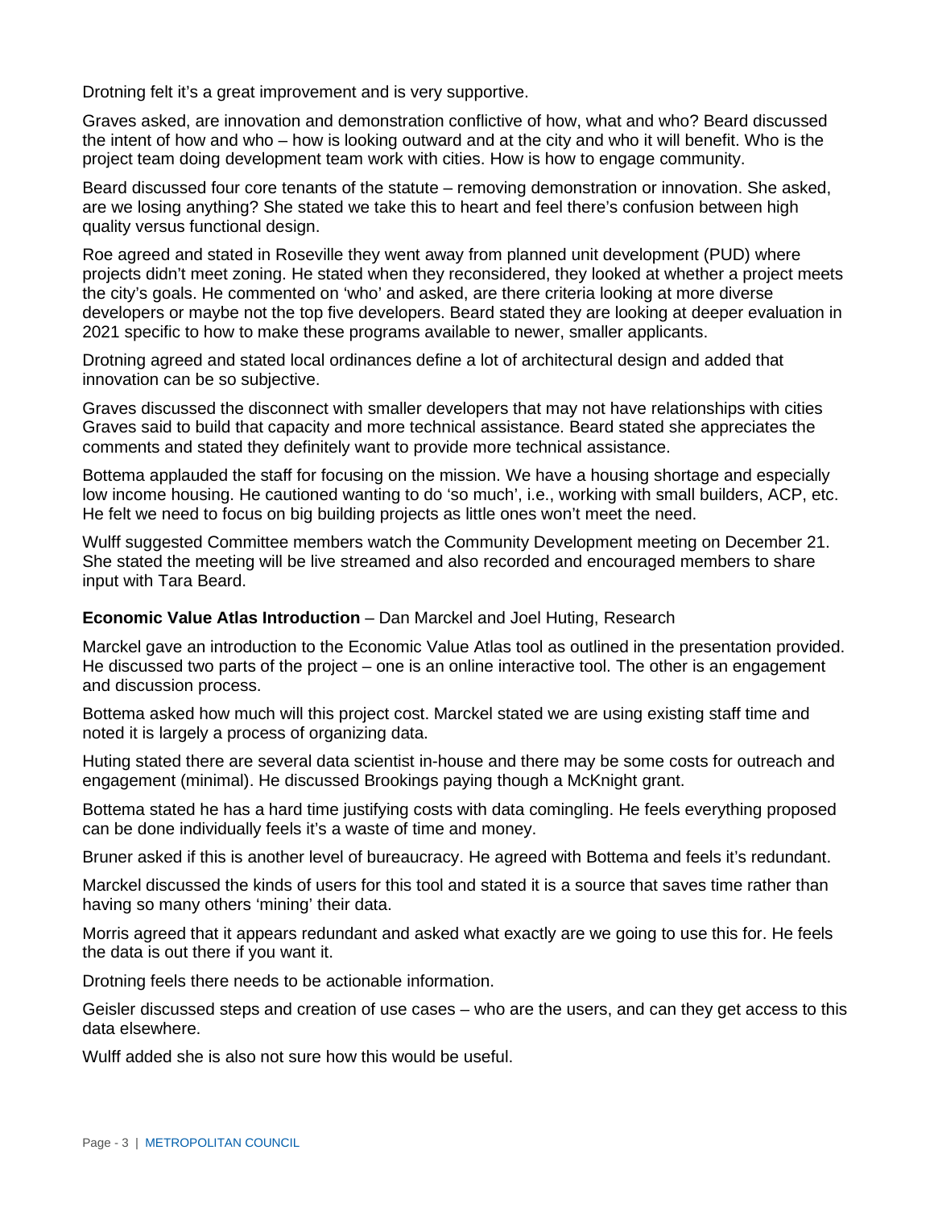Drotning felt it's a great improvement and is very supportive.

Graves asked, are innovation and demonstration conflictive of how, what and who? Beard discussed the intent of how and who – how is looking outward and at the city and who it will benefit. Who is the project team doing development team work with cities. How is how to engage community.

Beard discussed four core tenants of the statute – removing demonstration or innovation. She asked, are we losing anything? She stated we take this to heart and feel there's confusion between high quality versus functional design.

Roe agreed and stated in Roseville they went away from planned unit development (PUD) where projects didn't meet zoning. He stated when they reconsidered, they looked at whether a project meets the city's goals. He commented on 'who' and asked, are there criteria looking at more diverse developers or maybe not the top five developers. Beard stated they are looking at deeper evaluation in 2021 specific to how to make these programs available to newer, smaller applicants.

Drotning agreed and stated local ordinances define a lot of architectural design and added that innovation can be so subjective.

Graves discussed the disconnect with smaller developers that may not have relationships with cities Graves said to build that capacity and more technical assistance. Beard stated she appreciates the comments and stated they definitely want to provide more technical assistance.

Bottema applauded the staff for focusing on the mission. We have a housing shortage and especially low income housing. He cautioned wanting to do 'so much', i.e., working with small builders, ACP, etc. He felt we need to focus on big building projects as little ones won't meet the need.

Wulff suggested Committee members watch the Community Development meeting on December 21. She stated the meeting will be live streamed and also recorded and encouraged members to share input with Tara Beard.

**Economic Value Atlas Introduction** – Dan Marckel and Joel Huting, Research

Marckel gave an introduction to the Economic Value Atlas tool as outlined in the presentation provided. He discussed two parts of the project – one is an online interactive tool. The other is an engagement and discussion process.

Bottema asked how much will this project cost. Marckel stated we are using existing staff time and noted it is largely a process of organizing data.

Huting stated there are several data scientist in-house and there may be some costs for outreach and engagement (minimal). He discussed Brookings paying though a McKnight grant.

Bottema stated he has a hard time justifying costs with data comingling. He feels everything proposed can be done individually feels it's a waste of time and money.

Bruner asked if this is another level of bureaucracy. He agreed with Bottema and feels it's redundant.

Marckel discussed the kinds of users for this tool and stated it is a source that saves time rather than having so many others 'mining' their data.

Morris agreed that it appears redundant and asked what exactly are we going to use this for. He feels the data is out there if you want it.

Drotning feels there needs to be actionable information.

Geisler discussed steps and creation of use cases – who are the users, and can they get access to this data elsewhere.

Wulff added she is also not sure how this would be useful.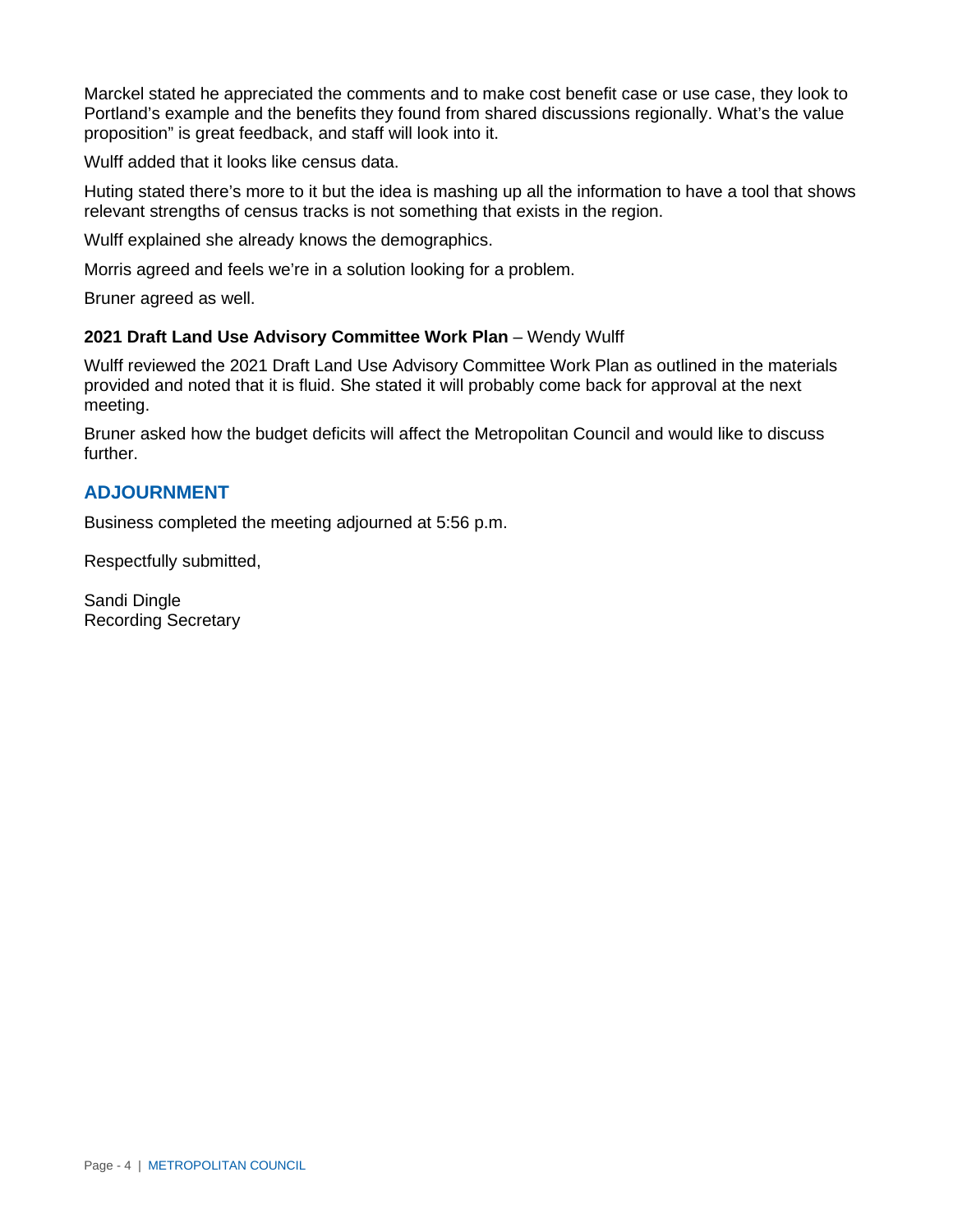Marckel stated he appreciated the comments and to make cost benefit case or use case, they look to Portland's example and the benefits they found from shared discussions regionally. What's the value proposition" is great feedback, and staff will look into it.

Wulff added that it looks like census data.

Huting stated there's more to it but the idea is mashing up all the information to have a tool that shows relevant strengths of census tracks is not something that exists in the region.

Wulff explained she already knows the demographics.

Morris agreed and feels we're in a solution looking for a problem.

Bruner agreed as well.

**2021 Draft Land Use Advisory Committee Work Plan** – Wendy Wulff

Wulff reviewed the 2021 Draft Land Use Advisory Committee Work Plan as outlined in the materials provided and noted that it is fluid. She stated it will probably come back for approval at the next meeting.

Bruner asked how the budget deficits will affect the Metropolitan Council and would like to discuss further.

## ADJOURNMENT

Business completed the meeting adjourned at 5:56 p.m.

Respectfully submitted,

Sandi Dingle
Recording Secretary